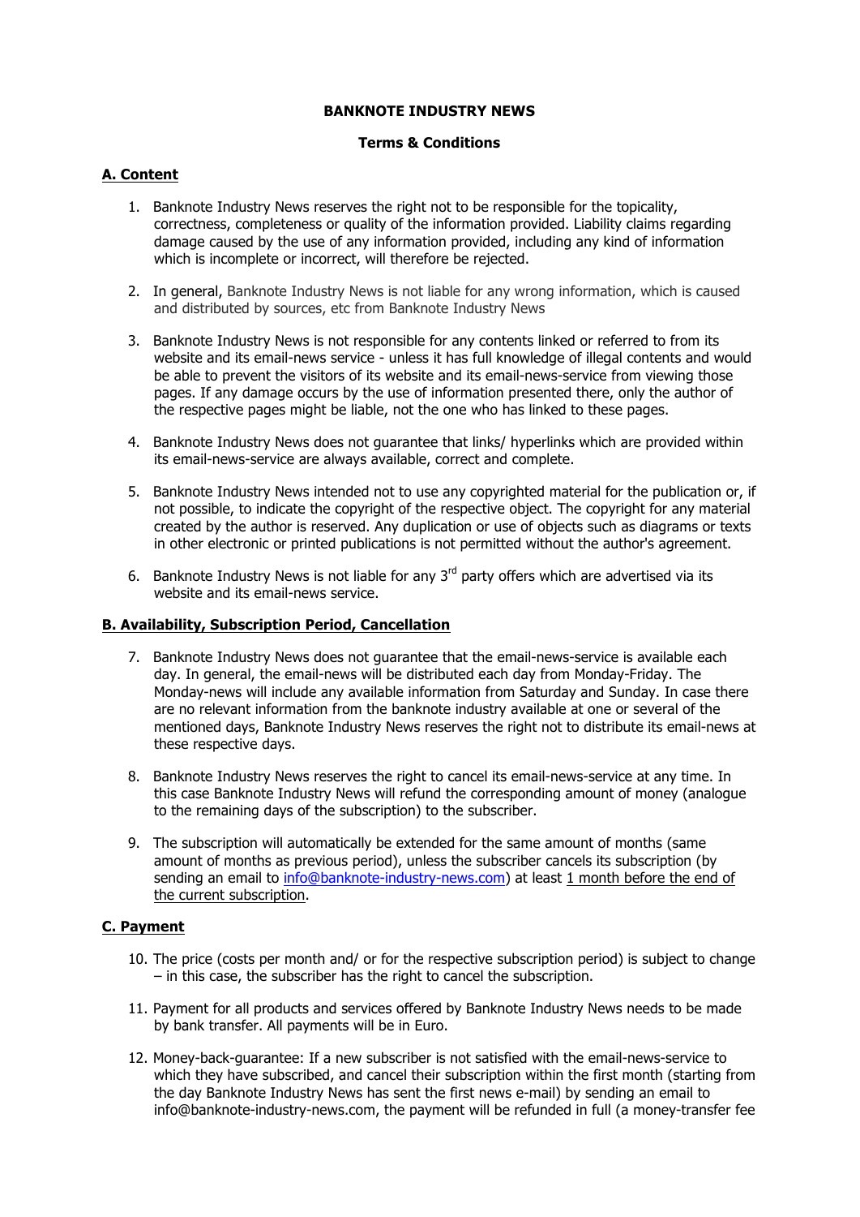**BANKNOTE INDUSTRY NEWS**

**Terms & Conditions**

## A. Content

1. Banknote Industry News reserves the right not to be responsible for the topicality, correctness, completeness or quality of the information provided. Liability claims regarding damage caused by the use of any information provided, including any kind of information which is incomplete or incorrect, will therefore be rejected.

2. In general, Banknote Industry News is not liable for any wrong information, which is caused and distributed by sources, etc from Banknote Industry News

3. Banknote Industry News is not responsible for any contents linked or referred to from its website and its email-news service - unless it has full knowledge of illegal contents and would be able to prevent the visitors of its website and its email-news-service from viewing those pages. If any damage occurs by the use of information presented there, only the author of the respective pages might be liable, not the one who has linked to these pages.

4. Banknote Industry News does not guarantee that links/ hyperlinks which are provided within its email-news-service are always available, correct and complete.

5. Banknote Industry News intended not to use any copyrighted material for the publication or, if not possible, to indicate the copyright of the respective object. The copyright for any material created by the author is reserved. Any duplication or use of objects such as diagrams or texts in other electronic or printed publications is not permitted without the author's agreement.

6. Banknote Industry News is not liable for any 3rd party offers which are advertised via its website and its email-news service.

## B. Availability, Subscription Period, Cancellation

7. Banknote Industry News does not guarantee that the email-news-service is available each day. In general, the email-news will be distributed each day from Monday-Friday. The Monday-news will include any available information from Saturday and Sunday. In case there are no relevant information from the banknote industry available at one or several of the mentioned days, Banknote Industry News reserves the right not to distribute its email-news at these respective days.

8. Banknote Industry News reserves the right to cancel its email-news-service at any time. In this case Banknote Industry News will refund the corresponding amount of money (analogue to the remaining days of the subscription) to the subscriber.

9. The subscription will automatically be extended for the same amount of months (same amount of months as previous period), unless the subscriber cancels its subscription (by sending an email to info@banknote-industry-news.com) at least 1 month before the end of the current subscription.

## C. Payment

10. The price (costs per month and/ or for the respective subscription period) is subject to change – in this case, the subscriber has the right to cancel the subscription.

11. Payment for all products and services offered by Banknote Industry News needs to be made by bank transfer. All payments will be in Euro.

12. Money-back-guarantee: If a new subscriber is not satisfied with the email-news-service to which they have subscribed, and cancel their subscription within the first month (starting from the day Banknote Industry News has sent the first news e-mail) by sending an email to info@banknote-industry-news.com, the payment will be refunded in full (a money-transfer fee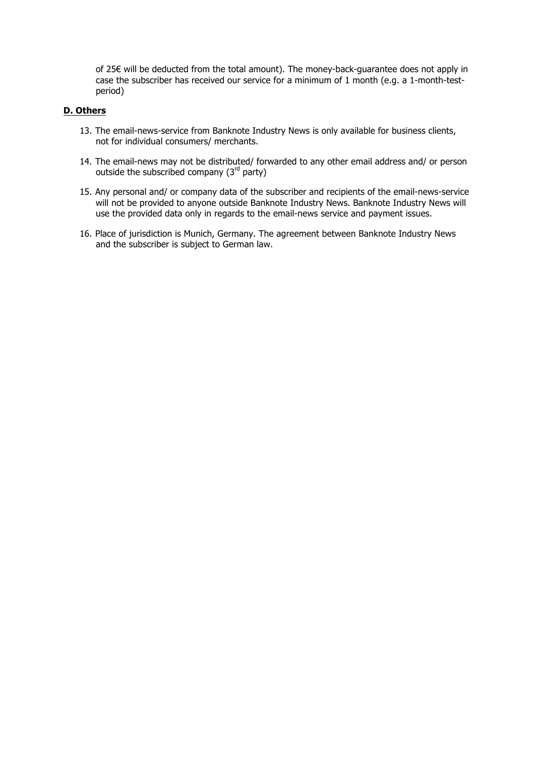of 25€ will be deducted from the total amount). The money-back-guarantee does not apply in case the subscriber has received our service for a minimum of 1 month (e.g. a 1-month-test-period)

**D. Others**

13. The email-news-service from Banknote Industry News is only available for business clients, not for individual consumers/ merchants.
14. The email-news may not be distributed/ forwarded to any other email address and/ or person outside the subscribed company (3rd party)
15. Any personal and/ or company data of the subscriber and recipients of the email-news-service will not be provided to anyone outside Banknote Industry News. Banknote Industry News will use the provided data only in regards to the email-news service and payment issues.
16. Place of jurisdiction is Munich, Germany. The agreement between Banknote Industry News and the subscriber is subject to German law.